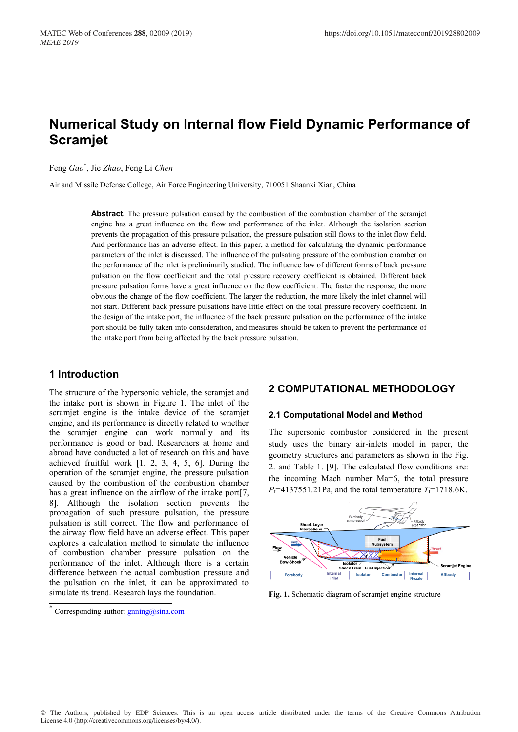# Numerical Study on Internal flow Field Dynamic Performance of Scramjet

Feng *Gao*\*, Jie *Zhao*, Feng Li *Chen*

Air and Missile Defense College, Air Force Engineering University, 710051 Shaanxi Xian, China

**Abstract.** The pressure pulsation caused by the combustion of the combustion chamber of the scramjet engine has a great influence on the flow and performance of the inlet. Although the isolation section prevents the propagation of this pressure pulsation, the pressure pulsation still flows to the inlet flow field. And performance has an adverse effect. In this paper, a method for calculating the dynamic performance parameters of the inlet is discussed. The influence of the pulsating pressure of the combustion chamber on the performance of the inlet is preliminarily studied. The influence law of different forms of back pressure pulsation on the flow coefficient and the total pressure recovery coefficient is obtained. Different back pressure pulsation forms have a great influence on the flow coefficient. The faster the response, the more obvious the change of the flow coefficient. The larger the reduction, the more likely the inlet channel will not start. Different back pressure pulsations have little effect on the total pressure recovery coefficient. In the design of the intake port, the influence of the back pressure pulsation on the performance of the intake port should be fully taken into consideration, and measures should be taken to prevent the performance of the intake port from being affected by the back pressure pulsation.

## 1 Introduction

The structure of the hypersonic vehicle, the scramjet and the intake port is shown in Figure 1. The inlet of the scramjet engine is the intake device of the scramjet engine, and its performance is directly related to whether the scramjet engine can work normally and its performance is good or bad. Researchers at home and abroad have conducted a lot of research on this and have achieved fruitful work [1, 2, 3, 4, 5, 6]. During the operation of the scramjet engine, the pressure pulsation caused by the combustion of the combustion chamber has a great influence on the airflow of the intake port[7, 8]. Although the isolation section prevents the propagation of such pressure pulsation, the pressure pulsation is still correct. The flow and performance of the airway flow field have an adverse effect. This paper explores a calculation method to simulate the influence of combustion chamber pressure pulsation on the performance of the inlet. Although there is a certain difference between the actual combustion pressure and the pulsation on the inlet, it can be approximated to simulate its trend. Research lays the foundation.

\* Corresponding author: gnning@sina.com

## 2 COMPUTATIONAL METHODOLOGY

### 2.1 Computational Model and Method

The supersonic combustor considered in the present study uses the binary air-inlets model in paper, the geometry structures and parameters as shown in the Fig. 2. and Table 1. [9]. The calculated flow conditions are: the incoming Mach number Ma=6, the total pressure $P_t$=4137551.21Pa, and the total temperature $T_t$=1718.6K.

**Fig. 1.** Schematic diagram of scramjet engine structure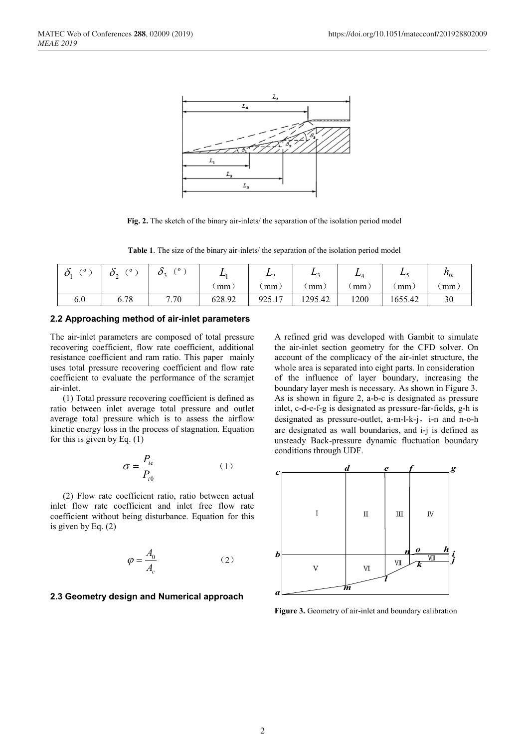**Fig. 2.** The sketch of the binary air-inlets/ the separation of the isolation period model

**Table 1**. The size of the binary air-inlets/ the separation of the isolation period model

| $\delta_1$ （°） | $\delta_2$ （°） | $\delta_3$ （°） | $L_1$ （mm） | $L_2$ （mm） | $L_3$ （mm） | $L_4$ （mm） | $L_5$ （mm） | $h_{th}$ （mm） |
|---|---|---|---|---|---|---|---|---|
| 6.0 | 6.78 | 7.70 | 628.92 | 925.17 | 1295.42 | 1200 | 1655.42 | 30 |

### 2.2 Approaching method of air-inlet parameters

The air-inlet parameters are composed of total pressure recovering coefficient, flow rate coefficient, additional resistance coefficient and ram ratio. This paper mainly uses total pressure recovering coefficient and flow rate coefficient to evaluate the performance of the scramjet air-inlet.

(1) Total pressure recovering coefficient is defined as ratio between inlet average total pressure and outlet average total pressure which is to assess the airflow kinetic energy loss in the process of stagnation. Equation for this is given by Eq. (1)

$$\sigma = \frac{P_{te}}{P_{t0}} \qquad (1)$$

(2) Flow rate coefficient ratio, ratio between actual inlet flow rate coefficient and inlet free flow rate coefficient without being disturbance. Equation for this is given by Eq. (2)

$$\varphi = \frac{A_0}{A_c} \qquad (2)$$

### 2.3 Geometry design and Numerical approach

A refined grid was developed with Gambit to simulate the air-inlet section geometry for the CFD solver. On account of the complicacy of the air-inlet structure, the whole area is separated into eight parts. In consideration of the influence of layer boundary, increasing the boundary layer mesh is necessary. As shown in Figure 3. As is shown in figure 2, a-b-c is designated as pressure inlet, c-d-e-f-g is designated as pressure-far-fields, g-h is designated as pressure-outlet, a-m-l-k-j，i-n and n-o-h are designated as wall boundaries, and i-j is defined as unsteady Back-pressure dynamic fluctuation boundary conditions through UDF.

**Figure 3.** Geometry of air-inlet and boundary calibration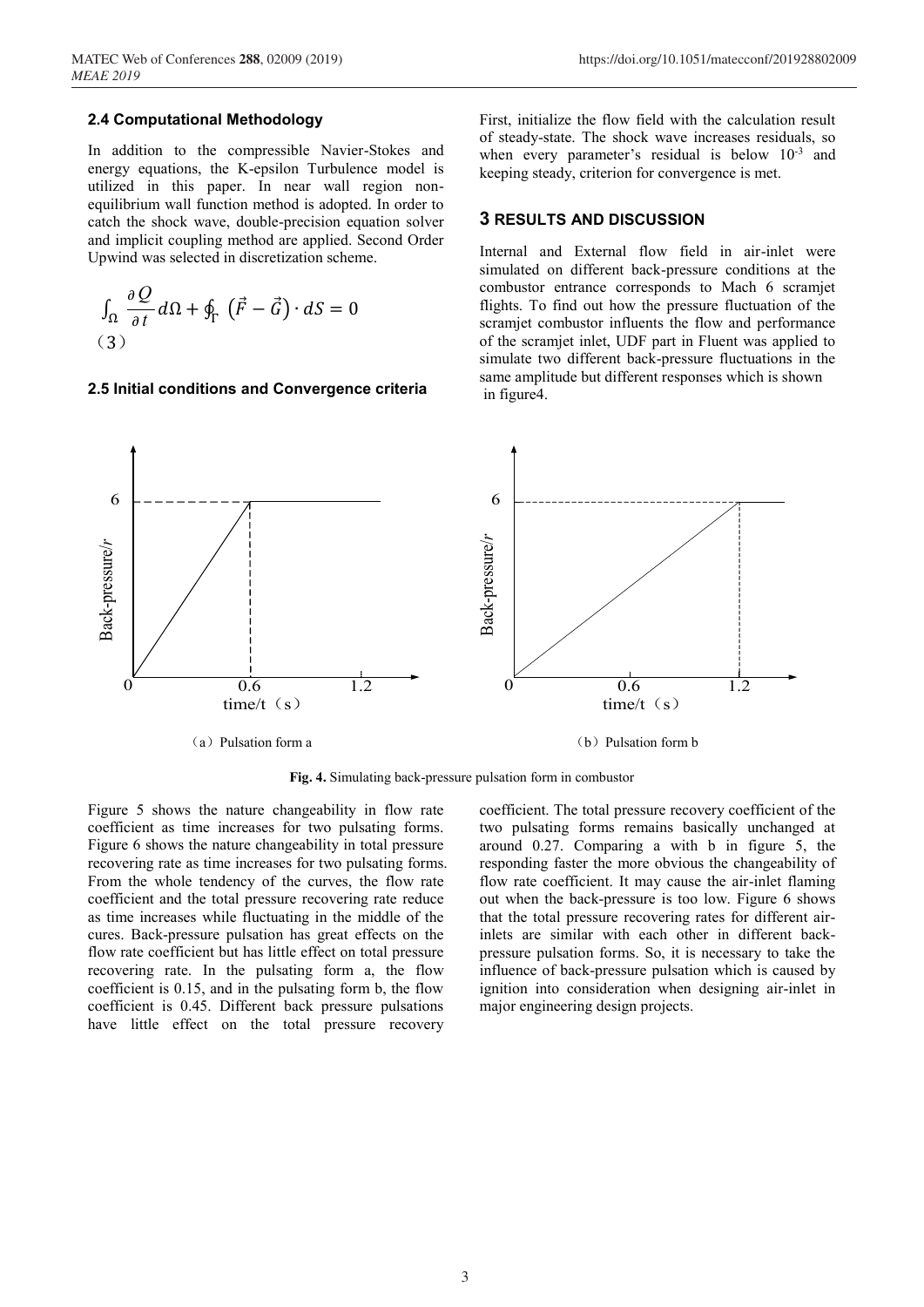## 2.4 Computational Methodology

In addition to the compressible Navier-Stokes and energy equations, the K-epsilon Turbulence model is utilized in this paper. In near wall region non-equilibrium wall function method is adopted. In order to catch the shock wave, double-precision equation solver and implicit coupling method are applied. Second Order Upwind was selected in discretization scheme.

$$\int_{\Omega} \frac{\partial Q}{\partial t} d\Omega + \oint_{\Gamma} \left(\vec{F} - \vec{G}\right) \cdot dS = 0 \quad (3)$$

## 2.5 Initial conditions and Convergence criteria

First, initialize the flow field with the calculation result of steady-state. The shock wave increases residuals, so when every parameter's residual is below $10^{-3}$ and keeping steady, criterion for convergence is met.

# 3 RESULTS AND DISCUSSION

Internal and External flow field in air-inlet were simulated on different back-pressure conditions at the combustor entrance corresponds to Mach 6 scramjet flights. To find out how the pressure fluctuation of the scramjet combustor influents the flow and performance of the scramjet inlet, UDF part in Fluent was applied to simulate two different back-pressure fluctuations in the same amplitude but different responses which is shown in figure4.

（a）Pulsation form a

（b）Pulsation form b

**Fig. 4.** Simulating back-pressure pulsation form in combustor

Figure 5 shows the nature changeability in flow rate coefficient as time increases for two pulsating forms. Figure 6 shows the nature changeability in total pressure recovering rate as time increases for two pulsating forms. From the whole tendency of the curves, the flow rate coefficient and the total pressure recovering rate reduce as time increases while fluctuating in the middle of the cures. Back-pressure pulsation has great effects on the flow rate coefficient but has little effect on total pressure recovering rate. In the pulsating form a, the flow coefficient is 0.15, and in the pulsating form b, the flow coefficient is 0.45. Different back pressure pulsations have little effect on the total pressure recovery coefficient. The total pressure recovery coefficient of the two pulsating forms remains basically unchanged at around 0.27. Comparing a with b in figure 5, the responding faster the more obvious the changeability of flow rate coefficient. It may cause the air-inlet flaming out when the back-pressure is too low. Figure 6 shows that the total pressure recovering rates for different air-inlets are similar with each other in different back-pressure pulsation forms. So, it is necessary to take the influence of back-pressure pulsation which is caused by ignition into consideration when designing air-inlet in major engineering design projects.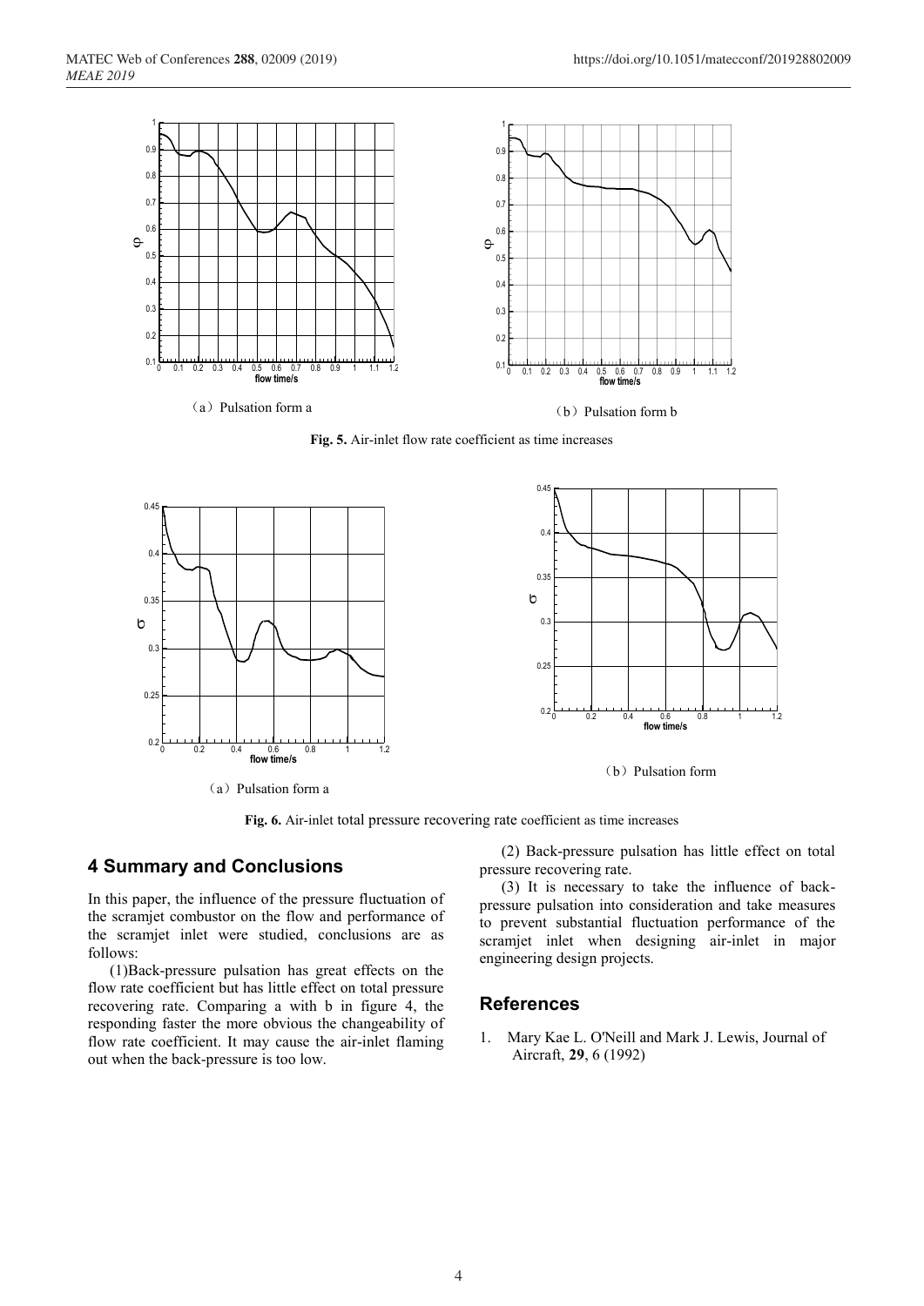(a) Pulsation form a

(b) Pulsation form b

**Fig. 5.** Air-inlet flow rate coefficient as time increases

(a) Pulsation form a

(b) Pulsation form

**Fig. 6.** Air-inlet total pressure recovering rate coefficient as time increases

## 4 Summary and Conclusions

In this paper, the influence of the pressure fluctuation of the scramjet combustor on the flow and performance of the scramjet inlet were studied, conclusions are as follows:

(1)Back-pressure pulsation has great effects on the flow rate coefficient but has little effect on total pressure recovering rate. Comparing a with b in figure 4, the responding faster the more obvious the changeability of flow rate coefficient. It may cause the air-inlet flaming out when the back-pressure is too low.

(2) Back-pressure pulsation has little effect on total pressure recovering rate.

(3) It is necessary to take the influence of back-pressure pulsation into consideration and take measures to prevent substantial fluctuation performance of the scramjet inlet when designing air-inlet in major engineering design projects.

## References

1. Mary Kae L. O'Neill and Mark J. Lewis, Journal of Aircraft, **29**, 6 (1992)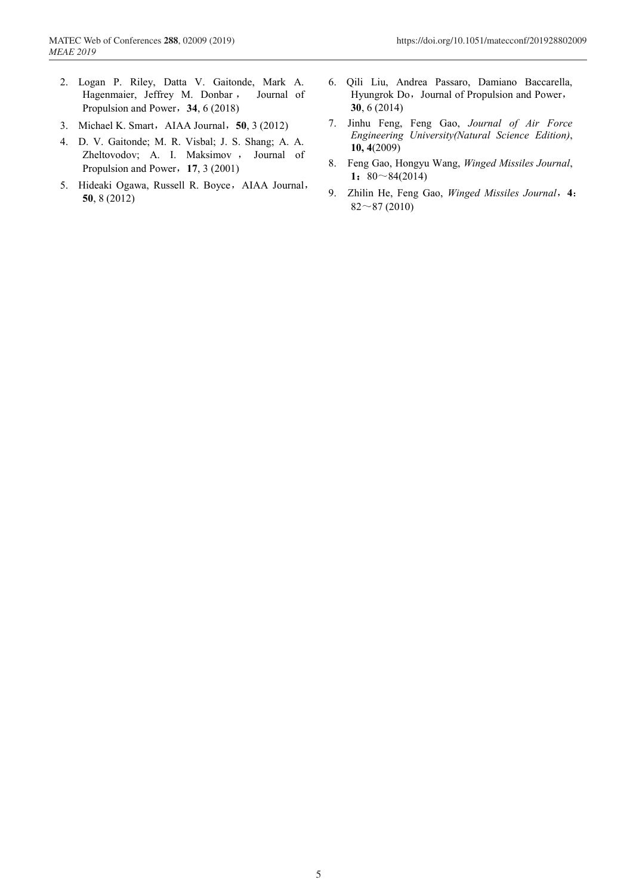2. Logan P. Riley, Datta V. Gaitonde, Mark A. Hagenmaier, Jeffrey M. Donbar， Journal of Propulsion and Power，**34**, 6 (2018)
3. Michael K. Smart，AIAA Journal，**50**, 3 (2012)
4. D. V. Gaitonde; M. R. Visbal; J. S. Shang; A. A. Zheltovodov; A. I. Maksimov， Journal of Propulsion and Power，**17**, 3 (2001)
5. Hideaki Ogawa, Russell R. Boyce，AIAA Journal，**50**, 8 (2012)
6. Qili Liu, Andrea Passaro, Damiano Baccarella, Hyungrok Do，Journal of Propulsion and Power，**30**, 6 (2014)
7. Jinhu Feng, Feng Gao, *Journal of Air Force Engineering University(Natural Science Edition)*, **10, 4**(2009)
8. Feng Gao, Hongyu Wang, *Winged Missiles Journal*, **1**：80～84(2014)
9. Zhilin He, Feng Gao, *Winged Missiles Journal*，**4**：82～87 (2010)